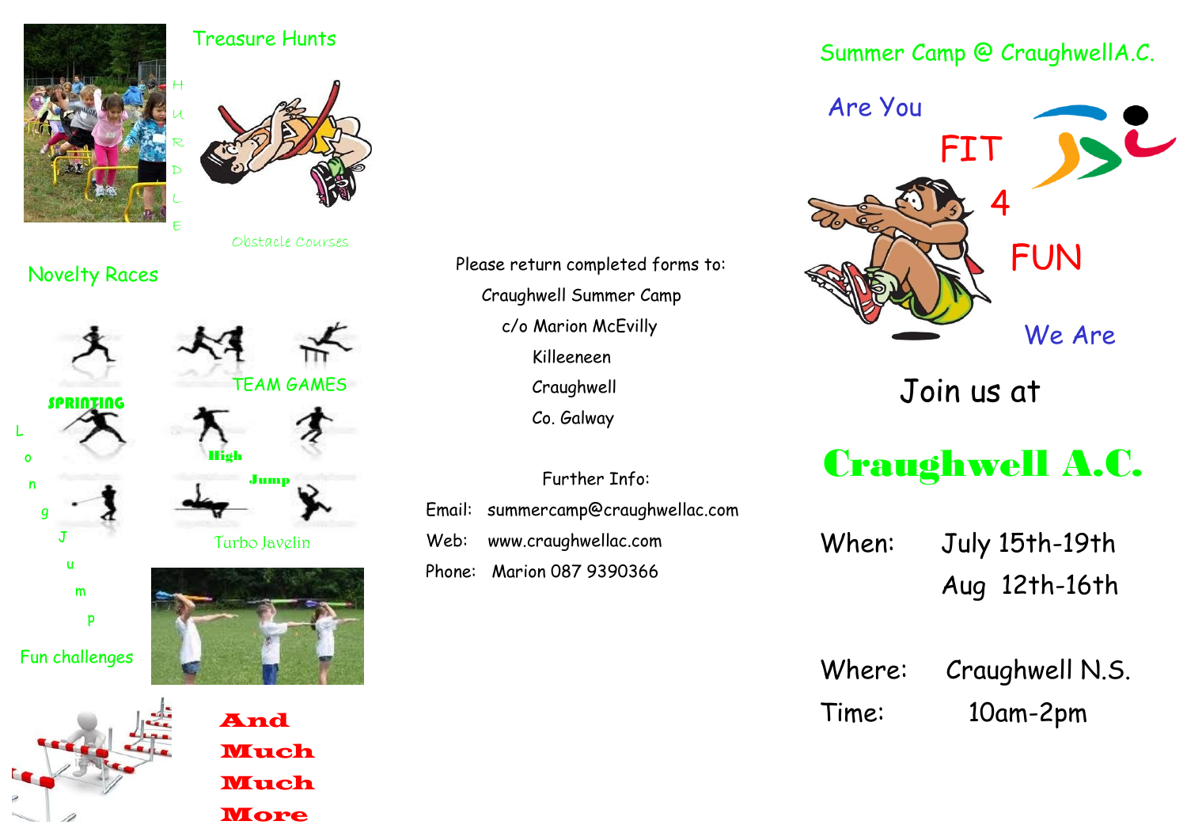Treasure Hunts

HURDLE

Obstacle Courses

Novelty Races

TEAM GAMES

SPRINTING

Long Jump

High Jump

Turbo Javelin

Fun challenges

**And Much Much More**

Please return completed forms to:

Craughwell Summer Camp
c/o Marion McEvilly
Killeeneen
Craughwell
Co. Galway

Further Info:

Email: summercamp@craughwellac.com
Web: www.craughwellac.com
Phone: Marion 087 9390366

Summer Camp @ CraughwellA.C.

Are You FIT 4 FUN We Are

Join us at

# Craughwell A.C.

When: July 15th-19th
Aug 12th-16th

Where: Craughwell N.S.
Time: 10am-2pm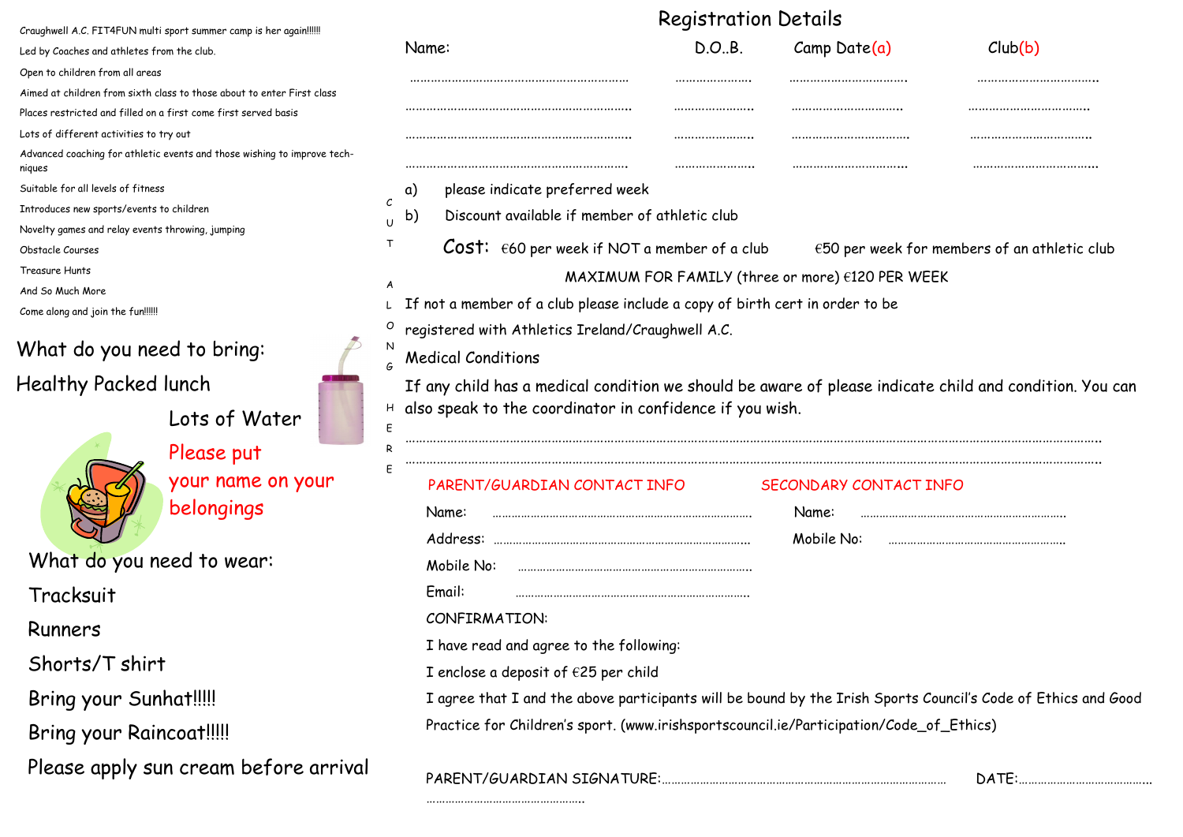Craughwell A.C. FIT4FUN multi sport summer camp is her again!!!!!!

Led by Coaches and athletes from the club.

Open to children from all areas

Aimed at children from sixth class to those about to enter First class

Places restricted and filled on a first come first served basis

Lots of different activities to try out

Advanced coaching for athletic events and those wishing to improve techniques

Suitable for all levels of fitness

Introduces new sports/events to children

Novelty games and relay events throwing, jumping

Obstacle Courses

Treasure Hunts

And So Much More

Come along and join the fun!!!!!!

## What do you need to bring:

Healthy Packed lunch

Lots of Water

Please put your name on your belongings

## What do you need to wear:

Tracksuit

Runners

Shorts/T shirt

Bring your Sunhat!!!!!

Bring your Raincoat!!!!!

Please apply sun cream before arrival

CUT ALONG HERE

# Registration Details

| Name: | D.O..B. | Camp Date(a) | Club(b) |
| --- | --- | --- | --- |
| ………………………………………… | ………………. | ……………………… | ……………………… |
| ………………………………………… | ………………. | ……………………… | ……………………… |
| ………………………………………… | ………………. | ……………………… | ……………………… |
| ………………………………………… | ………………. | ……………………… | ……………………… |

a) please indicate preferred week

b) Discount available if member of athletic club

**Cost:** €60 per week if NOT a member of a club €50 per week for members of an athletic club

MAXIMUM FOR FAMILY (three or more) €120 PER WEEK

If not a member of a club please include a copy of birth cert in order to be registered with Athletics Ireland/Craughwell A.C.

Medical Conditions

If any child has a medical condition we should be aware of please indicate child and condition. You can also speak to the coordinator in confidence if you wish.

……………………………………………………………………………………………………………………………………

……………………………………………………………………………………………………………………………………

**PARENT/GUARDIAN CONTACT INFO**

Name: ………………………………………………………

Address: ………………………………………………………

Mobile No: ………………………………………………

Email: ………………………………………………

**SECONDARY CONTACT INFO**

Name: ………………………………………………

Mobile No: ……………………………………

CONFIRMATION:

I have read and agree to the following:

I enclose a deposit of €25 per child

I agree that I and the above participants will be bound by the Irish Sports Council's Code of Ethics and Good Practice for Children's sport. (www.irishsportscouncil.ie/Participation/Code_of_Ethics)

PARENT/GUARDIAN SIGNATURE:……………………………………………………… DATE:……………………………

……………………………………